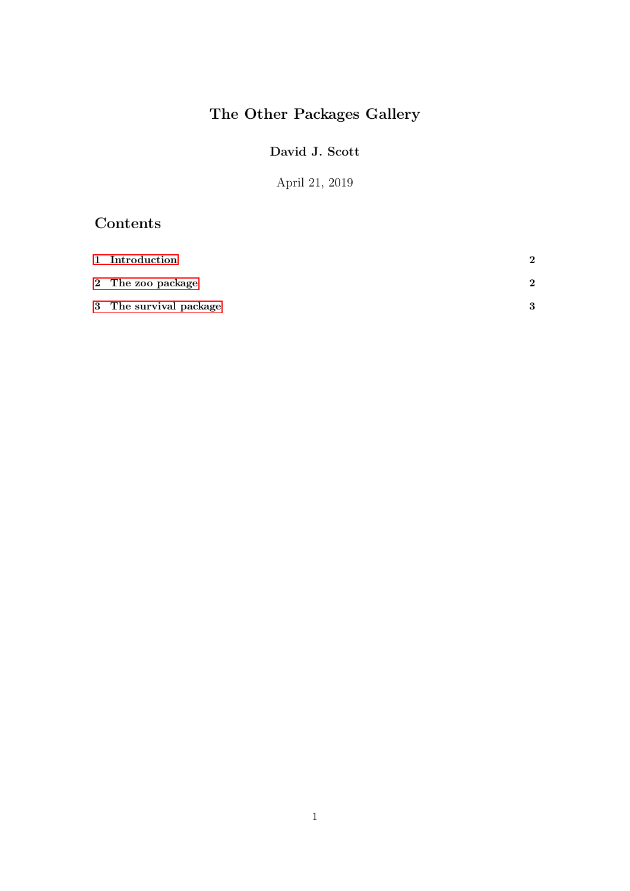# The Other Packages Gallery

**David J. Scott**

April 21, 2019

## Contents

1 Introduction 2

2 The zoo package 2

3 The survival package 3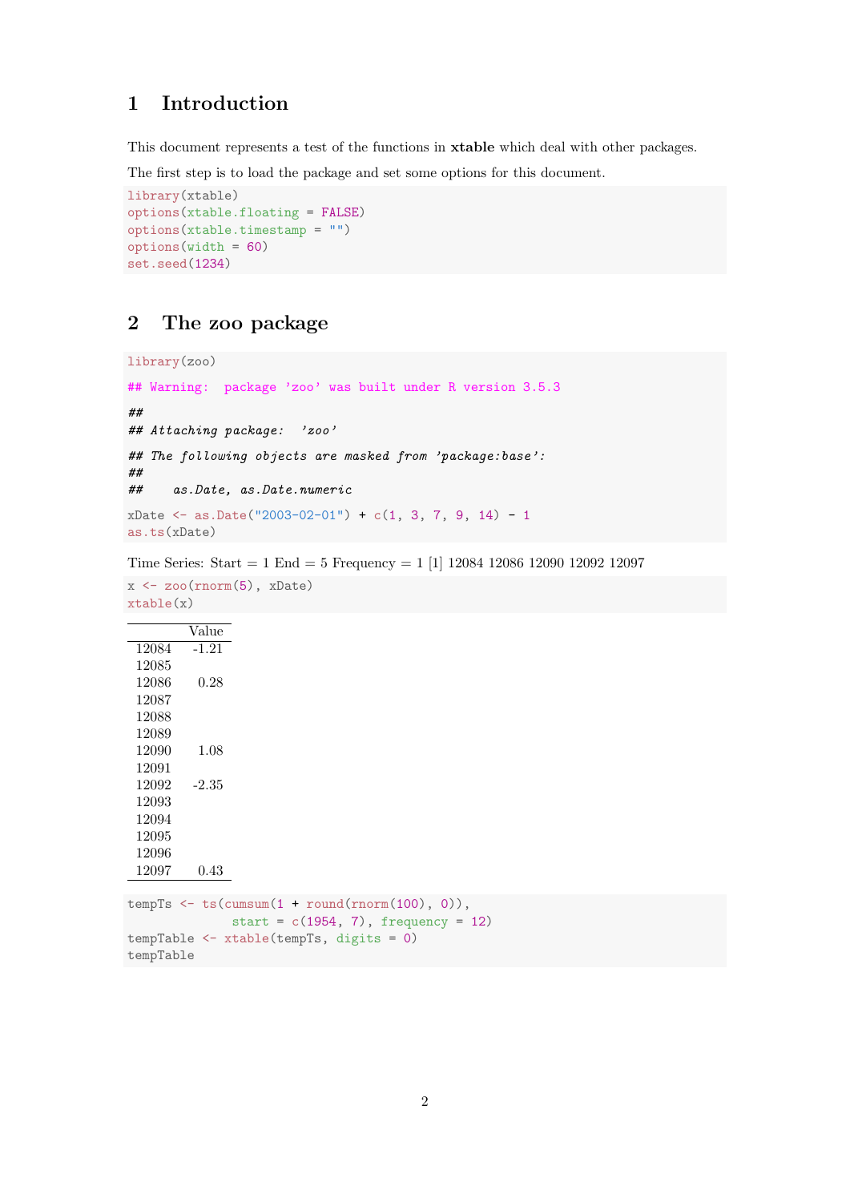# 1 Introduction

This document represents a test of the functions in **xtable** which deal with other packages.

The first step is to load the package and set some options for this document.

```
library(xtable)
options(xtable.floating = FALSE)
options(xtable.timestamp = "")
options(width = 60)
set.seed(1234)
```

# 2 The zoo package

```
library(zoo)
## Warning:  package 'zoo' was built under R version 3.5.3
##
## Attaching package:  'zoo'
## The following objects are masked from 'package:base':
##
##     as.Date, as.Date.numeric
xDate <- as.Date("2003-02-01") + c(1, 3, 7, 9, 14) - 1
as.ts(xDate)
```

Time Series: Start = 1 End = 5 Frequency = 1 [1] 12084 12086 12090 12092 12097

```
x <- zoo(rnorm(5), xDate)
xtable(x)
```

| | Value |
|---|---|
| 12084 | -1.21 |
| 12085 | |
| 12086 | 0.28 |
| 12087 | |
| 12088 | |
| 12089 | |
| 12090 | 1.08 |
| 12091 | |
| 12092 | -2.35 |
| 12093 | |
| 12094 | |
| 12095 | |
| 12096 | |
| 12097 | 0.43 |

```
tempTs <- ts(cumsum(1 + round(rnorm(100), 0)),
             start = c(1954, 7), frequency = 12)
tempTable <- xtable(tempTs, digits = 0)
tempTable
```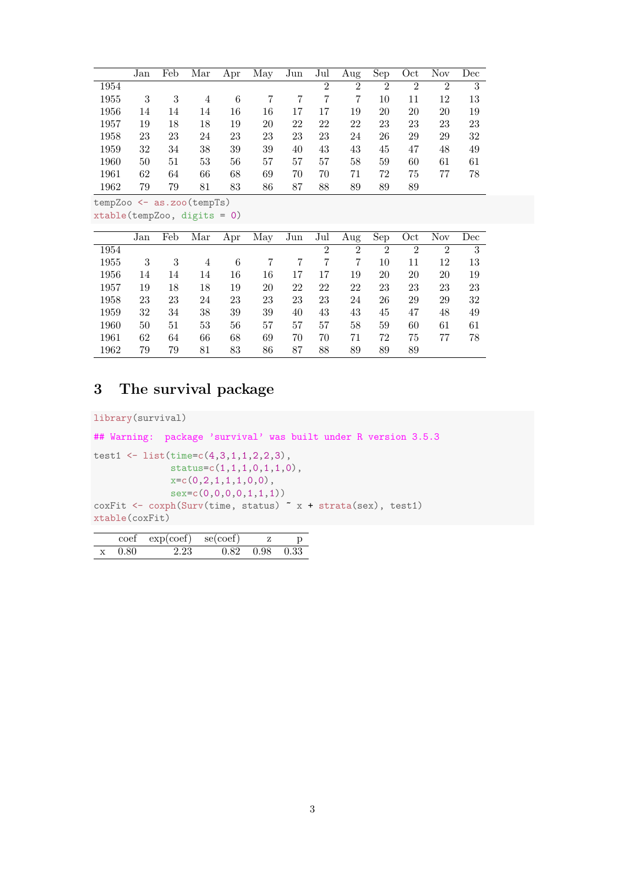| | Jan | Feb | Mar | Apr | May | Jun | Jul | Aug | Sep | Oct | Nov | Dec |
|---|---|---|---|---|---|---|---|---|---|---|---|---|
| 1954 | | | | | | | 2 | 2 | 2 | 2 | 2 | 3 |
| 1955 | 3 | 3 | 4 | 6 | 7 | 7 | 7 | 7 | 10 | 11 | 12 | 13 |
| 1956 | 14 | 14 | 14 | 16 | 16 | 17 | 17 | 19 | 20 | 20 | 20 | 19 |
| 1957 | 19 | 18 | 18 | 19 | 20 | 22 | 22 | 22 | 23 | 23 | 23 | 23 |
| 1958 | 23 | 23 | 24 | 23 | 23 | 23 | 23 | 24 | 26 | 29 | 29 | 32 |
| 1959 | 32 | 34 | 38 | 39 | 39 | 40 | 43 | 43 | 45 | 47 | 48 | 49 |
| 1960 | 50 | 51 | 53 | 56 | 57 | 57 | 57 | 58 | 59 | 60 | 61 | 61 |
| 1961 | 62 | 64 | 66 | 68 | 69 | 70 | 70 | 71 | 72 | 75 | 77 | 78 |
| 1962 | 79 | 79 | 81 | 83 | 86 | 87 | 88 | 89 | 89 | 89 | | |

```r
tempZoo <- as.zoo(tempTs)
xtable(tempZoo, digits = 0)
```

| | Jan | Feb | Mar | Apr | May | Jun | Jul | Aug | Sep | Oct | Nov | Dec |
|---|---|---|---|---|---|---|---|---|---|---|---|---|
| 1954 | | | | | | | 2 | 2 | 2 | 2 | 2 | 3 |
| 1955 | 3 | 3 | 4 | 6 | 7 | 7 | 7 | 7 | 10 | 11 | 12 | 13 |
| 1956 | 14 | 14 | 14 | 16 | 16 | 17 | 17 | 19 | 20 | 20 | 20 | 19 |
| 1957 | 19 | 18 | 18 | 19 | 20 | 22 | 22 | 22 | 23 | 23 | 23 | 23 |
| 1958 | 23 | 23 | 24 | 23 | 23 | 23 | 23 | 24 | 26 | 29 | 29 | 32 |
| 1959 | 32 | 34 | 38 | 39 | 39 | 40 | 43 | 43 | 45 | 47 | 48 | 49 |
| 1960 | 50 | 51 | 53 | 56 | 57 | 57 | 57 | 58 | 59 | 60 | 61 | 61 |
| 1961 | 62 | 64 | 66 | 68 | 69 | 70 | 70 | 71 | 72 | 75 | 77 | 78 |
| 1962 | 79 | 79 | 81 | 83 | 86 | 87 | 88 | 89 | 89 | 89 | | |

## 3 The survival package

```r
library(survival)

## Warning:  package 'survival' was built under R version 3.5.3

test1 <- list(time=c(4,3,1,1,2,2,3),
              status=c(1,1,1,0,1,1,0),
              x=c(0,2,1,1,1,0,0),
              sex=c(0,0,0,0,1,1,1))
coxFit <- coxph(Surv(time, status) ~ x + strata(sex), test1)
xtable(coxFit)
```

| | coef | exp(coef) | se(coef) | z | p |
|---|---|---|---|---|---|
| x | 0.80 | 2.23 | 0.82 | 0.98 | 0.33 |